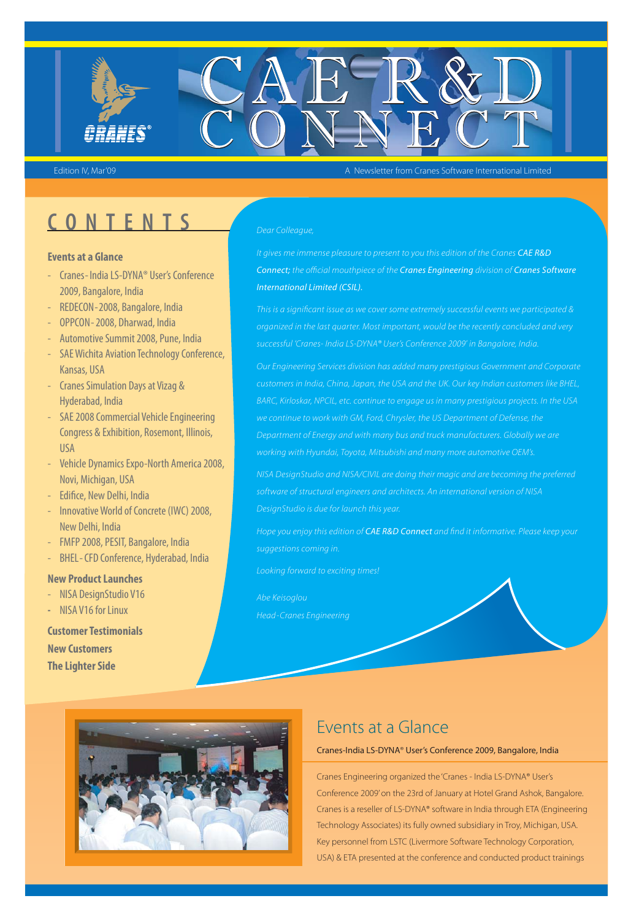# CAE R&D CONNECT

Edition IV, Mar'09

A Newsletter from Cranes Software International Limited

## CONTENTS

**Events at a Glance**

- Cranes - India LS-DYNA® User's Conference 2009, Bangalore, India
- REDECON - 2008, Bangalore, India
- OPPCON - 2008, Dharwad, India
- Automotive Summit 2008, Pune, India
- SAE Wichita Aviation Technology Conference, Kansas, USA
- Cranes Simulation Days at Vizag & Hyderabad, India
- SAE 2008 Commercial Vehicle Engineering Congress & Exhibition, Rosemont, Illinois, USA
- Vehicle Dynamics Expo-North America 2008, Novi, Michigan, USA
- Edifice, New Delhi, India
- Innovative World of Concrete (IWC) 2008, New Delhi, India
- FMFP 2008, PESIT, Bangalore, India
- BHEL - CFD Conference, Hyderabad, India

**New Product Launches**

- NISA DesignStudio V16
- NISA V16 for Linux

**Customer Testimonials**

**New Customers**

**The Lighter Side**

*Dear Colleague,*

*It gives me immense pleasure to present to you this edition of the Cranes **CAE R&D Connect;** the official mouthpiece of the **Cranes Engineering** division of **Cranes Software International Limited (CSIL).***

*This is a significant issue as we cover some extremely successful events we participated & organized in the last quarter. Most important, would be the recently concluded and very successful 'Cranes- India LS-DYNA® User's Conference 2009' in Bangalore, India.*

*Our Engineering Services division has added many prestigious Government and Corporate customers in India, China, Japan, the USA and the UK. Our key Indian customers like BHEL, BARC, Kirloskar, NPCIL, etc. continue to engage us in many prestigious projects. In the USA we continue to work with GM, Ford, Chrysler, the US Department of Defense, the Department of Energy and with many bus and truck manufacturers. Globally we are working with Hyundai, Toyota, Mitsubishi and many more automotive OEM's.*

*NISA DesignStudio and NISA/CIVIL are doing their magic and are becoming the preferred software of structural engineers and architects. An international version of NISA DesignStudio is due for launch this year.*

*Hope you enjoy this edition of **CAE R&D Connect** and find it informative. Please keep your suggestions coming in.*

*Looking forward to exciting times!*

*Abe Keisoglou*

*Head - Cranes Engineering*

## Events at a Glance

### Cranes-India LS-DYNA® User's Conference 2009, Bangalore, India

Cranes Engineering organized the 'Cranes - India LS-DYNA® User's Conference 2009' on the 23rd of January at Hotel Grand Ashok, Bangalore. Cranes is a reseller of LS-DYNA® software in India through ETA (Engineering Technology Associates) its fully owned subsidiary in Troy, Michigan, USA. Key personnel from LSTC (Livermore Software Technology Corporation, USA) & ETA presented at the conference and conducted product trainings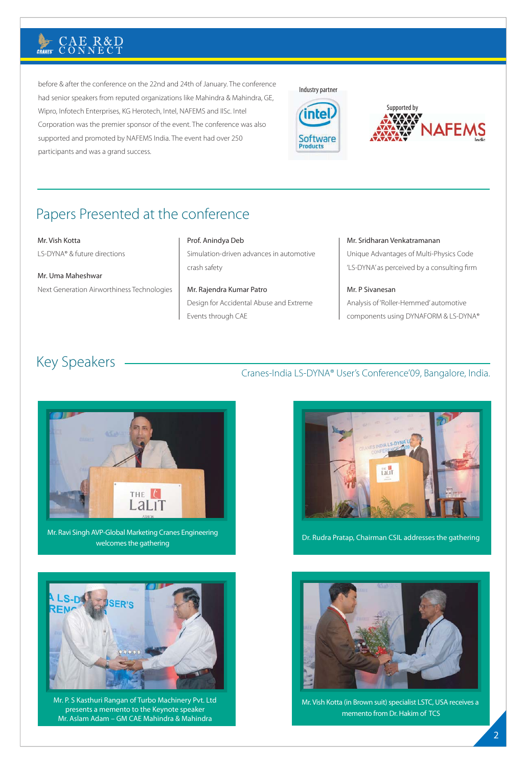before & after the conference on the 22nd and 24th of January. The conference had senior speakers from reputed organizations like Mahindra & Mahindra, GE, Wipro, Infotech Enterprises, KG Herotech, Intel, NAFEMS and IISc. Intel Corporation was the premier sponsor of the event. The conference was also supported and promoted by NAFEMS India. The event had over 250 participants and was a grand success.

Industry partner

Supported by

## Papers Presented at the conference

Mr. Vish Kotta
LS-DYNA® & future directions

Mr. Uma Maheshwar
Next Generation Airworthiness Technologies

Prof. Anindya Deb
Simulation-driven advances in automotive crash safety

Mr. Rajendra Kumar Patro
Design for Accidental Abuse and Extreme Events through CAE

Mr. Sridharan Venkatramanan
Unique Advantages of Multi-Physics Code 'LS-DYNA' as perceived by a consulting firm

Mr. P Sivanesan
Analysis of 'Roller-Hemmed' automotive components using DYNAFORM & LS-DYNA®

## Key Speakers

Cranes-India LS-DYNA® User's Conference'09, Bangalore, India.

Mr. Ravi Singh AVP-Global Marketing Cranes Engineering welcomes the gathering

Dr. Rudra Pratap, Chairman CSIL addresses the gathering

Mr. P. S Kasthuri Rangan of Turbo Machinery Pvt. Ltd presents a memento to the Keynote speaker Mr. Aslam Adam – GM CAE Mahindra & Mahindra

Mr. Vish Kotta (in Brown suit) specialist LSTC, USA receives a memento from Dr. Hakim of TCS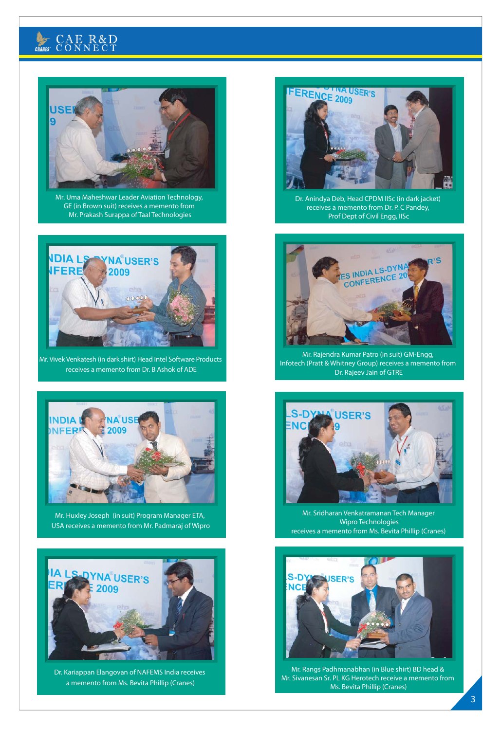Mr. Uma Maheshwar Leader Aviation Technology, GE (in Brown suit) receives a memento from Mr. Prakash Surappa of Taal Technologies

Dr. Anindya Deb, Head CPDM IISc (in dark jacket) receives a memento from Dr. P. C Pandey, Prof Dept of Civil Engg, IISc

Mr. Vivek Venkatesh (in dark shirt) Head Intel Software Products receives a memento from Dr. B Ashok of ADE

Mr. Rajendra Kumar Patro (in suit) GM-Engg, Infotech (Pratt & Whitney Group) receives a memento from Dr. Rajeev Jain of GTRE

Mr. Huxley Joseph (in suit) Program Manager ETA, USA receives a memento from Mr. Padmaraj of Wipro

Mr. Sridharan Venkatramanan Tech Manager Wipro Technologies receives a memento from Ms. Bevita Phillip (Cranes)

Dr. Kariappan Elangovan of NAFEMS India receives a memento from Ms. Bevita Phillip (Cranes)

Mr. Rangs Padhmanabhan (in Blue shirt) BD head & Mr. Sivanesan Sr. PL KG Herotech receive a memento from Ms. Bevita Phillip (Cranes)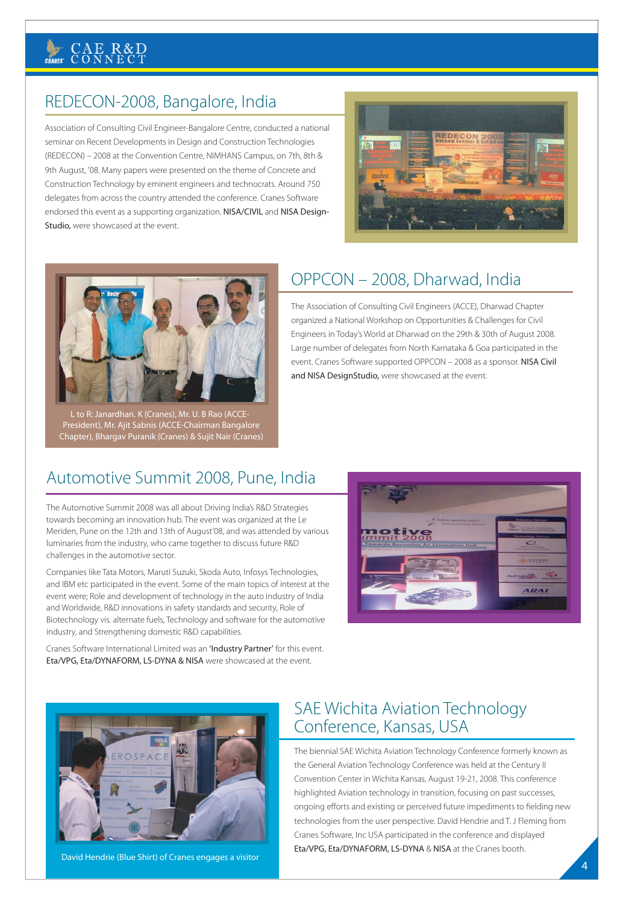## REDECON-2008, Bangalore, India

Association of Consulting Civil Engineer-Bangalore Centre, conducted a national seminar on Recent Developments in Design and Construction Technologies (REDECON) – 2008 at the Convention Centre, NIMHANS Campus, on 7th, 8th & 9th August, '08. Many papers were presented on the theme of Concrete and Construction Technology by eminent engineers and technocrats. Around 750 delegates from across the country attended the conference. Cranes Software endorsed this event as a supporting organization. NISA/CIVIL and NISA Design-Studio, were showcased at the event.

## OPPCON – 2008, Dharwad, India

The Association of Consulting Civil Engineers (ACCE), Dharwad Chapter organized a National Workshop on Opportunities & Challenges for Civil Engineers in Today's World at Dharwad on the 29th & 30th of August 2008. Large number of delegates from North Karnataka & Goa participated in the event. Cranes Software supported OPPCON – 2008 as a sponsor. NISA Civil and NISA DesignStudio, were showcased at the event.

L to R: Janardhan. K (Cranes), Mr. U. B Rao (ACCE-President), Mr. Ajit Sabnis (ACCE-Chairman Bangalore Chapter), Bhargav Puranik (Cranes) & Sujit Nair (Cranes)

## Automotive Summit 2008, Pune, India

The Automotive Summit 2008 was all about Driving India's R&D Strategies towards becoming an innovation hub. The event was organized at the Le Meriden, Pune on the 12th and 13th of August'08, and was attended by various luminaries from the industry, who came together to discuss future R&D challenges in the automotive sector.

Companies like Tata Motors, Maruti Suzuki, Skoda Auto, Infosys Technologies, and IBM etc participated in the event. Some of the main topics of interest at the event were; Role and development of technology in the auto industry of India and Worldwide, R&D innovations in safety standards and security, Role of Biotechnology vis. alternate fuels, Technology and software for the automotive industry, and Strengthening domestic R&D capabilities.

Cranes Software International Limited was an 'Industry Partner' for this event. Eta/VPG, Eta/DYNAFORM, LS-DYNA & NISA were showcased at the event.

## SAE Wichita Aviation Technology Conference, Kansas, USA

The biennial SAE Wichita Aviation Technology Conference formerly known as the General Aviation Technology Conference was held at the Century II Convention Center in Wichita Kansas, August 19-21, 2008. This conference highlighted Aviation technology in transition, focusing on past successes, ongoing efforts and existing or perceived future impediments to fielding new technologies from the user perspective. David Hendrie and T. J Fleming from Cranes Software, Inc USA participated in the conference and displayed Eta/VPG, Eta/DYNAFORM, LS-DYNA & NISA at the Cranes booth.

David Hendrie (Blue Shirt) of Cranes engages a visitor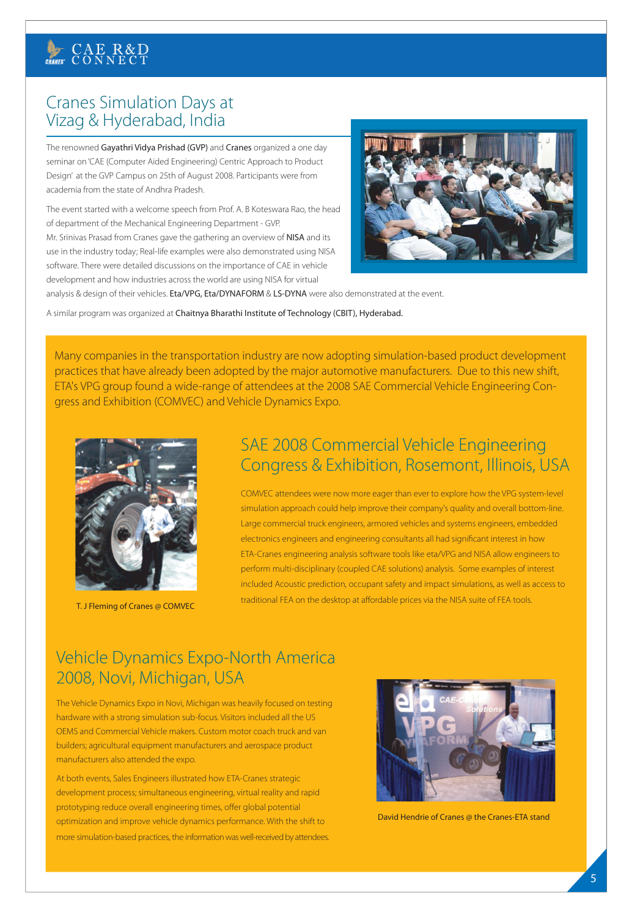## Cranes Simulation Days at Vizag & Hyderabad, India

The renowned Gayathri Vidya Prishad (GVP) and Cranes organized a one day seminar on 'CAE (Computer Aided Engineering) Centric Approach to Product Design' at the GVP Campus on 25th of August 2008. Participants were from academia from the state of Andhra Pradesh.

The event started with a welcome speech from Prof. A. B Koteswara Rao, the head of department of the Mechanical Engineering Department - GVP. Mr. Srinivas Prasad from Cranes gave the gathering an overview of NISA and its use in the industry today; Real-life examples were also demonstrated using NISA software. There were detailed discussions on the importance of CAE in vehicle development and how industries across the world are using NISA for virtual analysis & design of their vehicles. Eta/VPG, Eta/DYNAFORM & LS-DYNA were also demonstrated at the event.

A similar program was organized at Chaitnya Bharathi Institute of Technology (CBIT), Hyderabad.

Many companies in the transportation industry are now adopting simulation-based product development practices that have already been adopted by the major automotive manufacturers. Due to this new shift, ETA's VPG group found a wide-range of attendees at the 2008 SAE Commercial Vehicle Engineering Congress and Exhibition (COMVEC) and Vehicle Dynamics Expo.

## SAE 2008 Commercial Vehicle Engineering Congress & Exhibition, Rosemont, Illinois, USA

T. J Fleming of Cranes @ COMVEC

COMVEC attendees were now more eager than ever to explore how the VPG system-level simulation approach could help improve their company's quality and overall bottom-line. Large commercial truck engineers, armored vehicles and systems engineers, embedded electronics engineers and engineering consultants all had significant interest in how ETA-Cranes engineering analysis software tools like eta/VPG and NISA allow engineers to perform multi-disciplinary (coupled CAE solutions) analysis. Some examples of interest included Acoustic prediction, occupant safety and impact simulations, as well as access to traditional FEA on the desktop at affordable prices via the NISA suite of FEA tools.

## Vehicle Dynamics Expo-North America 2008, Novi, Michigan, USA

The Vehicle Dynamics Expo in Novi, Michigan was heavily focused on testing hardware with a strong simulation sub-focus. Visitors included all the US OEMS and Commercial Vehicle makers. Custom motor coach truck and van builders; agricultural equipment manufacturers and aerospace product manufacturers also attended the expo.

At both events, Sales Engineers illustrated how ETA-Cranes strategic development process; simultaneous engineering, virtual reality and rapid prototyping reduce overall engineering times, offer global potential optimization and improve vehicle dynamics performance. With the shift to more simulation-based practices, the information was well-received by attendees.

David Hendrie of Cranes @ the Cranes-ETA stand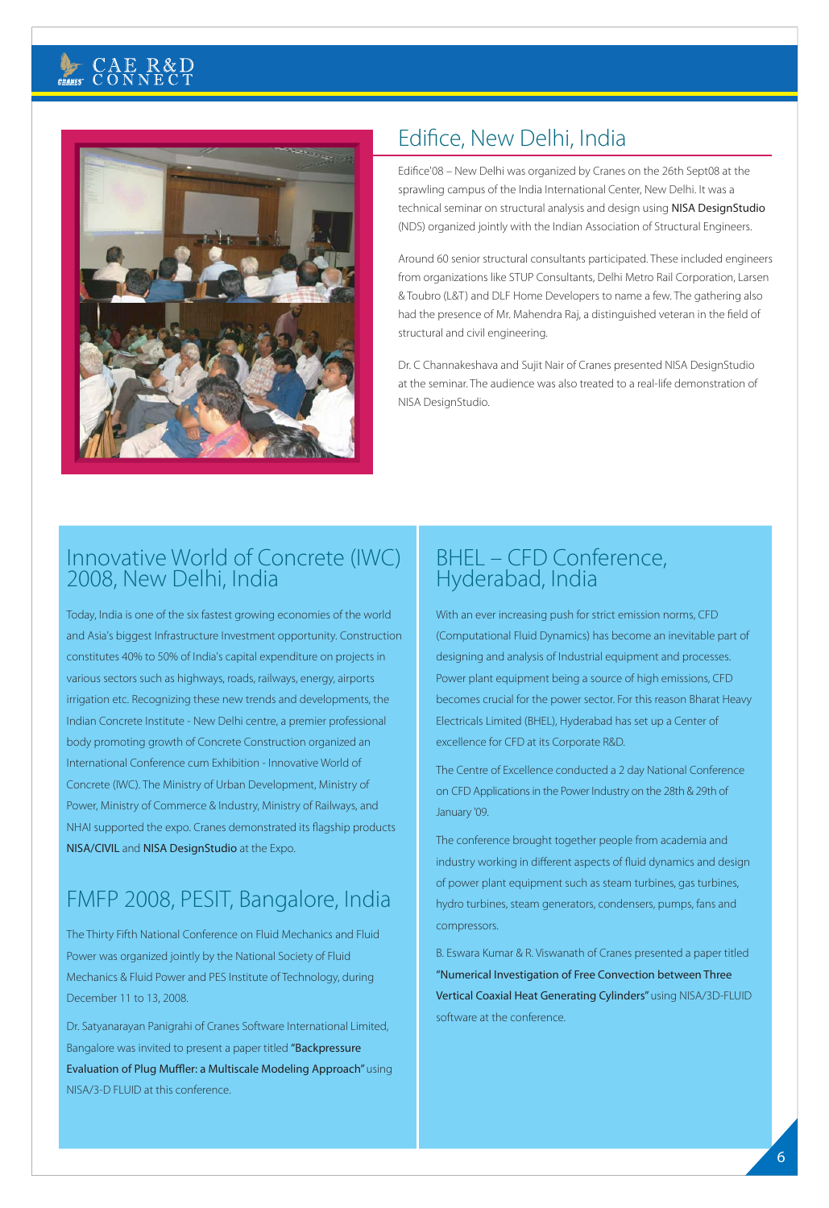## Edifice, New Delhi, India

Edifice'08 – New Delhi was organized by Cranes on the 26th Sept08 at the sprawling campus of the India International Center, New Delhi. It was a technical seminar on structural analysis and design using NISA DesignStudio (NDS) organized jointly with the Indian Association of Structural Engineers.

Around 60 senior structural consultants participated. These included engineers from organizations like STUP Consultants, Delhi Metro Rail Corporation, Larsen & Toubro (L&T) and DLF Home Developers to name a few. The gathering also had the presence of Mr. Mahendra Raj, a distinguished veteran in the field of structural and civil engineering.

Dr. C Channakeshava and Sujit Nair of Cranes presented NISA DesignStudio at the seminar. The audience was also treated to a real-life demonstration of NISA DesignStudio.

## Innovative World of Concrete (IWC) 2008, New Delhi, India

Today, India is one of the six fastest growing economies of the world and Asia's biggest Infrastructure Investment opportunity. Construction constitutes 40% to 50% of India's capital expenditure on projects in various sectors such as highways, roads, railways, energy, airports irrigation etc. Recognizing these new trends and developments, the Indian Concrete Institute - New Delhi centre, a premier professional body promoting growth of Concrete Construction organized an International Conference cum Exhibition - Innovative World of Concrete (IWC). The Ministry of Urban Development, Ministry of Power, Ministry of Commerce & Industry, Ministry of Railways, and NHAI supported the expo. Cranes demonstrated its flagship products NISA/CIVIL and NISA DesignStudio at the Expo.

## FMFP 2008, PESIT, Bangalore, India

The Thirty Fifth National Conference on Fluid Mechanics and Fluid Power was organized jointly by the National Society of Fluid Mechanics & Fluid Power and PES Institute of Technology, during December 11 to 13, 2008.

Dr. Satyanarayan Panigrahi of Cranes Software International Limited, Bangalore was invited to present a paper titled "Backpressure Evaluation of Plug Muffler: a Multiscale Modeling Approach" using NISA/3-D FLUID at this conference.

## BHEL – CFD Conference, Hyderabad, India

With an ever increasing push for strict emission norms, CFD (Computational Fluid Dynamics) has become an inevitable part of designing and analysis of Industrial equipment and processes. Power plant equipment being a source of high emissions, CFD becomes crucial for the power sector. For this reason Bharat Heavy Electricals Limited (BHEL), Hyderabad has set up a Center of excellence for CFD at its Corporate R&D.

The Centre of Excellence conducted a 2 day National Conference on CFD Applications in the Power Industry on the 28th & 29th of January '09.

The conference brought together people from academia and industry working in different aspects of fluid dynamics and design of power plant equipment such as steam turbines, gas turbines, hydro turbines, steam generators, condensers, pumps, fans and compressors.

B. Eswara Kumar & R. Viswanath of Cranes presented a paper titled "Numerical Investigation of Free Convection between Three Vertical Coaxial Heat Generating Cylinders" using NISA/3D-FLUID software at the conference.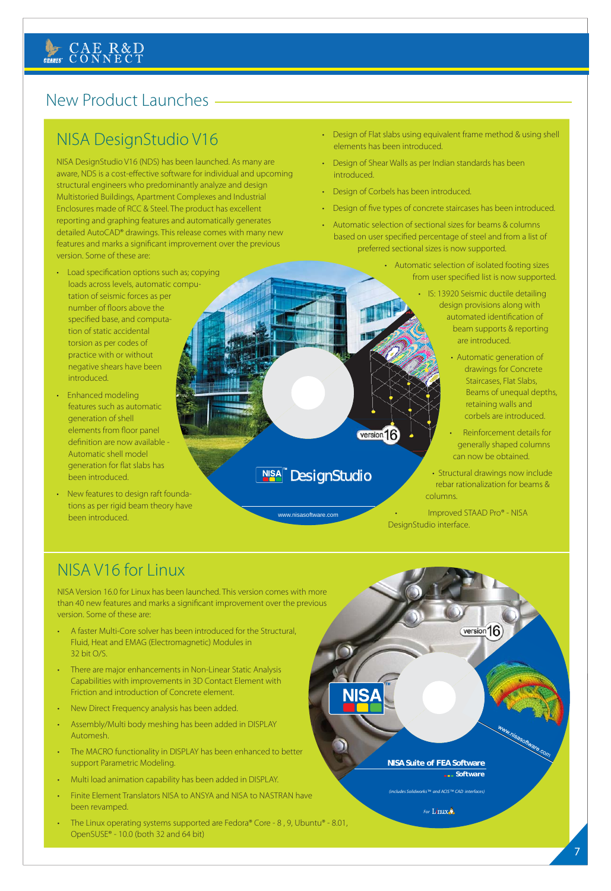## New Product Launches

### NISA DesignStudio V16

NISA DesignStudio V16 (NDS) has been launched. As many are aware, NDS is a cost-effective software for individual and upcoming structural engineers who predominantly analyze and design Multistoried Buildings, Apartment Complexes and Industrial Enclosures made of RCC & Steel. The product has excellent reporting and graphing features and automatically generates detailed AutoCAD® drawings. This release comes with many new features and marks a significant improvement over the previous version. Some of these are:

- Load specification options such as; copying loads across levels, automatic computation of seismic forces as per number of floors above the specified base, and computation of static accidental torsion as per codes of practice with or without negative shears have been introduced.
- Enhanced modeling features such as automatic generation of shell elements from floor panel definition are now available - Automatic shell model generation for flat slabs has been introduced.
- New features to design raft foundations as per rigid beam theory have been introduced.
- Design of Flat slabs using equivalent frame method & using shell elements has been introduced.
- Design of Shear Walls as per Indian standards has been introduced.
- Design of Corbels has been introduced.
- Design of five types of concrete staircases has been introduced.
- Automatic selection of sectional sizes for beams & columns based on user specified percentage of steel and from a list of preferred sectional sizes is now supported.
- Automatic selection of isolated footing sizes from user specified list is now supported.
- IS: 13920 Seismic ductile detailing design provisions along with automated identification of beam supports & reporting are introduced.
- Automatic generation of drawings for Concrete Staircases, Flat Slabs, Beams of unequal depths, retaining walls and corbels are introduced.
- Reinforcement details for generally shaped columns can now be obtained.
- Structural drawings now include rebar rationalization for beams & columns.
- Improved STAAD Pro® - NISA DesignStudio interface.

### NISA V16 for Linux

NISA Version 16.0 for Linux has been launched. This version comes with more than 40 new features and marks a significant improvement over the previous version. Some of these are:

- A faster Multi-Core solver has been introduced for the Structural, Fluid, Heat and EMAG (Electromagnetic) Modules in 32 bit O/S.
- There are major enhancements in Non-Linear Static Analysis Capabilities with improvements in 3D Contact Element with Friction and introduction of Concrete element.
- New Direct Frequency analysis has been added.
- Assembly/Multi body meshing has been added in DISPLAY Automesh.
- The MACRO functionality in DISPLAY has been enhanced to better support Parametric Modeling.
- Multi load animation capability has been added in DISPLAY.
- Finite Element Translators NISA to ANSYA and NISA to NASTRAN have been revamped.
- The Linux operating systems supported are Fedora® Core - 8 , 9, Ubuntu® - 8.01, OpenSUSE® - 10.0 (both 32 and 64 bit)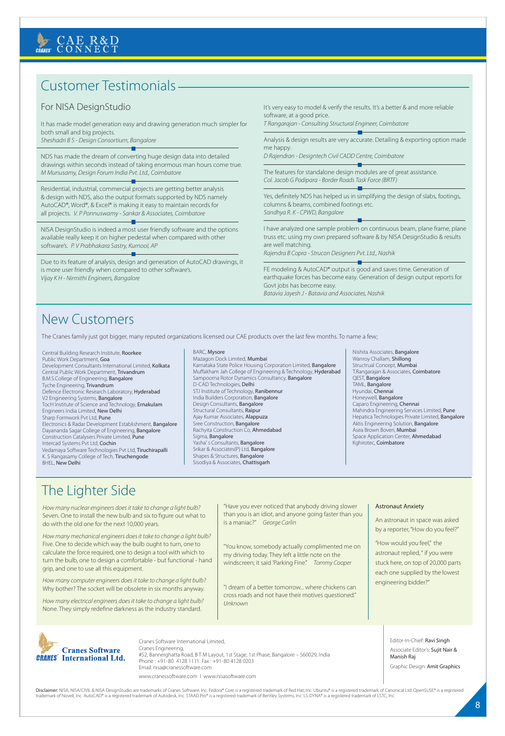# Customer Testimonials

## For NISA DesignStudio

It has made model generation easy and drawing generation much simpler for both small and big projects.
*Sheshadri B S - Design Consortium, Bangalore*

NDS has made the dream of converting huge design data into detailed drawings within seconds instead of taking enormous man hours come true.
*M Munusamy, Design Forum India Pvt. Ltd., Coimbatore*

Residential, industrial, commercial projects are getting better analysis & design with NDS, also the output formats supported by NDS namely AutoCAD®, Word®, & Excel® is making it easy to maintain records for all projects. *V. P Ponnuswamy - Sankar & Associates, Coimbatore*

NISA DesignStudio is indeed a most user friendly software and the options available really keep it on higher pedestal when compared with other software's. *P. V Prabhakara Sastry, Kurnool, AP*

Due to its feature of analysis, design and generation of AutoCAD drawings, it is more user friendly when compared to other software's.
*Vijay K H - Nirmithi Engineers, Bangalore*

It's very easy to model & verify the results. It's a better & and more reliable software, at a good price.
*T Rangarajan - Consulting Structural Engineer, Coimbatore*

Analysis & design results are very accurate. Detailing & exporting option made me happy.
*D Rajendran - Designtech Civil CADD Centre, Coimbatore*

The features for standalone design modules are of great assistance.
*Col. Jacob G Podipara - Border Roads Task Force (BRTF)*

Yes, definitely NDS has helped us in simplifying the design of slabs, footings, columns & beams, combined footings etc.
*Sandhya R. K - CPWD, Bangalore*

I have analyzed one sample problem on continuous beam, plane frame, plane truss etc. using my own prepared software & by NISA DesignStudio & results are well matching.
*Rajendra B Copra - Strucon Designers Pvt. Ltd., Nashik*

FE modeling & AutoCAD® output is good and saves time. Generation of earthquake forces has become easy. Generation of design output reports for Govt jobs has become easy.
*Batavia Jayesh J - Batavia and Associates, Nashik*

# New Customers

The Cranes family just got bigger, many reputed organizations licensed our CAE products over the last few months. To name a few;

- Central Building Research Institute, **Roorkee**
- Public Work Department, **Goa**
- Development Consultants International Limited, **Kolkata**
- Central Public Work Department, **Trivandrum**
- B.M.S.College of Engineering, **Bangalore**
- Tyche Engineering, **Trivandrum**
- Defence Electronic Research Laboratory, **Hyderabad**
- V2 Engineering Systems, **Bangalore**
- TocH Institute of Science and Technology, **Ernakulam**
- Engineers India Limited, **New Delhi**
- Sharp Formwork Pvt Ltd, **Pune**
- Electronics & Radar Development Establishment, **Bangalore**
- Dayananda Sagar College of Engineering, **Bangalore**
- Construction Catalysers Private Limited, **Pune**
- Intercad Systems Pvt Ltd, **Cochin**
- Vedamaya Software Technologies Pvt Ltd, **Tiruchirapalli**
- K. S Rangasamy College of Tech, **Tiruchengode**
- BHEL, **New Delhi**
- BARC, **Mysore**
- Mazagon Dock Limited, **Mumbai**
- Karnataka State Police Housing Corporation Limited, **Bangalore**
- Muffakham Jah College of Engineering & Technology, **Hyderabad**
- Sampoorna Rotor Dynamics Consultancy, **Bangalore**
- D-CAD Technologies, **Delhi**
- STJ Institute of Technology, **Ranibennur**
- India Builders Corporation, **Bangalore**
- Design Consultants, **Bangalore**
- Structural Consultants, **Raipur**
- Ajay Kumar Associates, **Alappuza**
- Sree Construction, **Bangalore**
- Rachyita Construction Co, **Ahmedabad**
- Sigma, **Bangalore**
- Yasha' s Consultants, **Bangalore**
- Srikar & Associates(P) Ltd, **Bangalore**
- Shapes & Structures, **Bangalore**
- Sisodiya & Associates, **Chattisgarh**
- Nishita Associates, **Bangalore**
- Wanroy Challam, **Shillong**
- Structrual Concept, **Mumbai**
- T.Rangarajan & Associates, **Coimbatore**
- QEST, **Bangalore**
- TAML, **Bangalore**
- Hyundai, **Chennai**
- Honeywell, **Bangalore**
- Caparo Engineering, **Chennai**
- Mahindra Engineering Services Limited, **Pune**
- Hepatica Technologies Private Limited, **Bangalore**
- Aktis Engineering Solution, **Bangalore**
- Asea Brown Boveri, **Mumbai**
- Space Application Center, **Ahmedabad**
- Kghirotec, **Coimbatore**

# The Lighter Side

*How many nuclear engineers does it take to change a light bulb?* Seven. One to install the new bulb and six to figure out what to do with the old one for the next 10,000 years.

*How many mechanical engineers does it take to change a light bulb?* Five. One to decide which way the bulb ought to turn, one to calculate the force required, one to design a tool with which to turn the bulb, one to design a comfortable - but functional - hand grip, and one to use all this equipment.

*How many computer engineers does it take to change a light bulb?* Why bother? The socket will be obsolete in six months anyway.

*How many electrical engineers does it take to change a light bulb?* None. They simply redefine darkness as the industry standard.

"Have you ever noticed that anybody driving slower than you is an idiot, and anyone going faster than you is a maniac?" *George Carlin*

"You know, somebody actually complimented me on my driving today. They left a little note on the windscreen; it said 'Parking Fine.'" *Tommy Cooper*

"I dream of a better tomorrow... where chickens can cross roads and not have their motives questioned." *Unknown*

**Astronaut Anxiety**

An astronaut in space was asked by a reporter, "How do you feel?"

"How would you feel," the astronaut replied, " if you were stuck here, on top of 20,000 parts each one supplied by the lowest engineering bidder?"

Cranes Software International Limited,
Cranes Engineering,
#52, Bannerghatta Road, B T M Layout, 1st Stage, 1st Phase, Bangalore – 560029, India
Phone : +91-80 4128 1111. Fax : +91-80 4128 0203
Email: nisa@cranessoftware.com

www.cranessoftware.com | www.nisasoftware.com

Editor-In-Chief: **Ravi Singh**
Associate Editor's: **Sujit Nair & Manish Raj**
Graphic Design: **Amit Graphics**

**Disclaimer:** NISA, NISA/CIVIL & NISA DesignStudio are trademarks of Cranes Software, Inc. Fedora® Core is a registered trademark of Red Hat, Inc. Ubuntu® is a registered trademark of Canonical Ltd. OpenSUSE® is a registered trademark of Novell, Inc. AutoCAD® is a registered trademark of Autodesk, Inc. STAAD.Pro® is a registered trademark of Bentley Systems, Inc. LS-DYNA® is a registered trademark of LSTC, Inc.